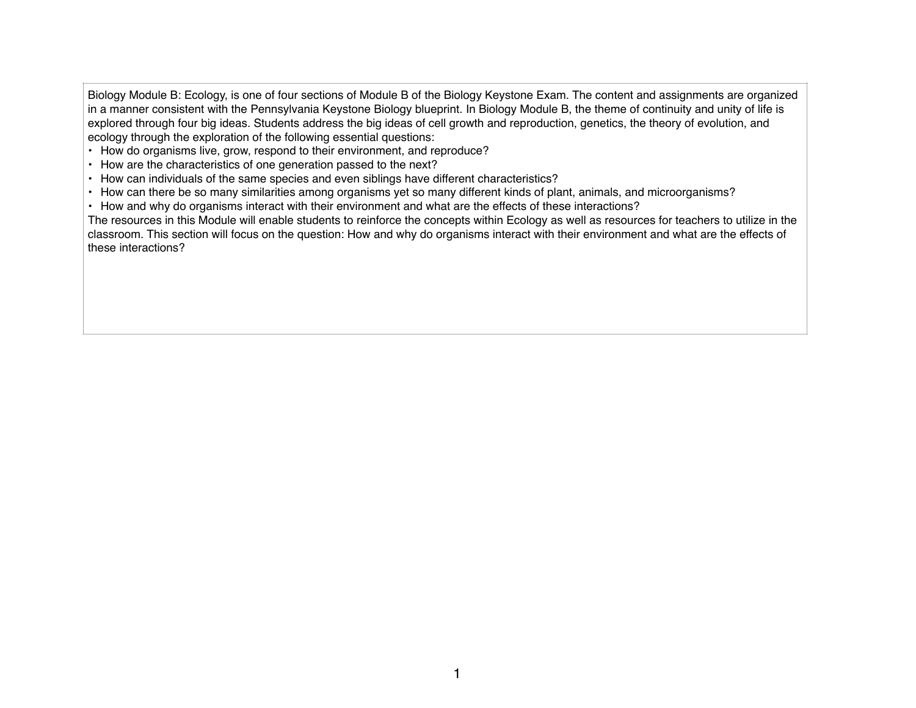Biology Module B: Ecology, is one of four sections of Module B of the Biology Keystone Exam. The content and assignments are organized in a manner consistent with the Pennsylvania Keystone Biology blueprint. In Biology Module B, the theme of continuity and unity of life is explored through four big ideas. Students address the big ideas of cell growth and reproduction, genetics, the theory of evolution, and ecology through the exploration of the following essential questions:

- How do organisms live, grow, respond to their environment, and reproduce?
- How are the characteristics of one generation passed to the next?
- How can individuals of the same species and even siblings have different characteristics?
- How can there be so many similarities among organisms yet so many different kinds of plant, animals, and microorganisms?
- How and why do organisms interact with their environment and what are the effects of these interactions?

The resources in this Module will enable students to reinforce the concepts within Ecology as well as resources for teachers to utilize in the classroom. This section will focus on the question: How and why do organisms interact with their environment and what are the effects of these interactions?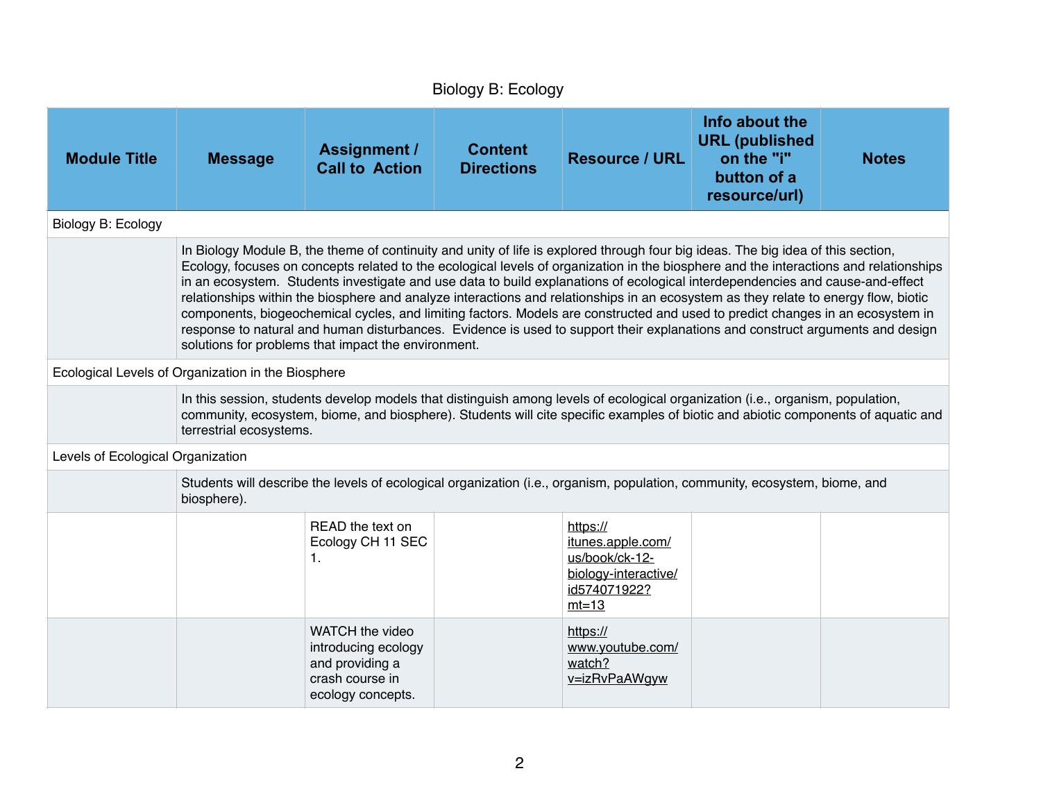Biology B: Ecology

| Module Title | Message | Assignment / Call to Action | Content Directions | Resource / URL | Info about the URL (published on the "i" button of a resource/url) | Notes |
|---|---|---|---|---|---|---|
| Biology B: Ecology | | | | | | |
| | In Biology Module B, the theme of continuity and unity of life is explored through four big ideas. The big idea of this section, Ecology, focuses on concepts related to the ecological levels of organization in the biosphere and the interactions and relationships in an ecosystem. Students investigate and use data to build explanations of ecological interdependencies and cause-and-effect relationships within the biosphere and analyze interactions and relationships in an ecosystem as they relate to energy flow, biotic components, biogeochemical cycles, and limiting factors. Models are constructed and used to predict changes in an ecosystem in response to natural and human disturbances. Evidence is used to support their explanations and construct arguments and design solutions for problems that impact the environment. | | | | | |
| Ecological Levels of Organization in the Biosphere | | | | | | |
| | In this session, students develop models that distinguish among levels of ecological organization (i.e., organism, population, community, ecosystem, biome, and biosphere). Students will cite specific examples of biotic and abiotic components of aquatic and terrestrial ecosystems. | | | | | |
| Levels of Ecological Organization | | | | | | |
| | Students will describe the levels of ecological organization (i.e., organism, population, community, ecosystem, biome, and biosphere). | | | | | |
| | | READ the text on Ecology CH 11 SEC 1. | | https://itunes.apple.com/us/book/ck-12-biology-interactive/id574071922?mt=13 | | |
| | | WATCH the video introducing ecology and providing a crash course in ecology concepts. | | https://www.youtube.com/watch?v=izRvPaAWgyw | | |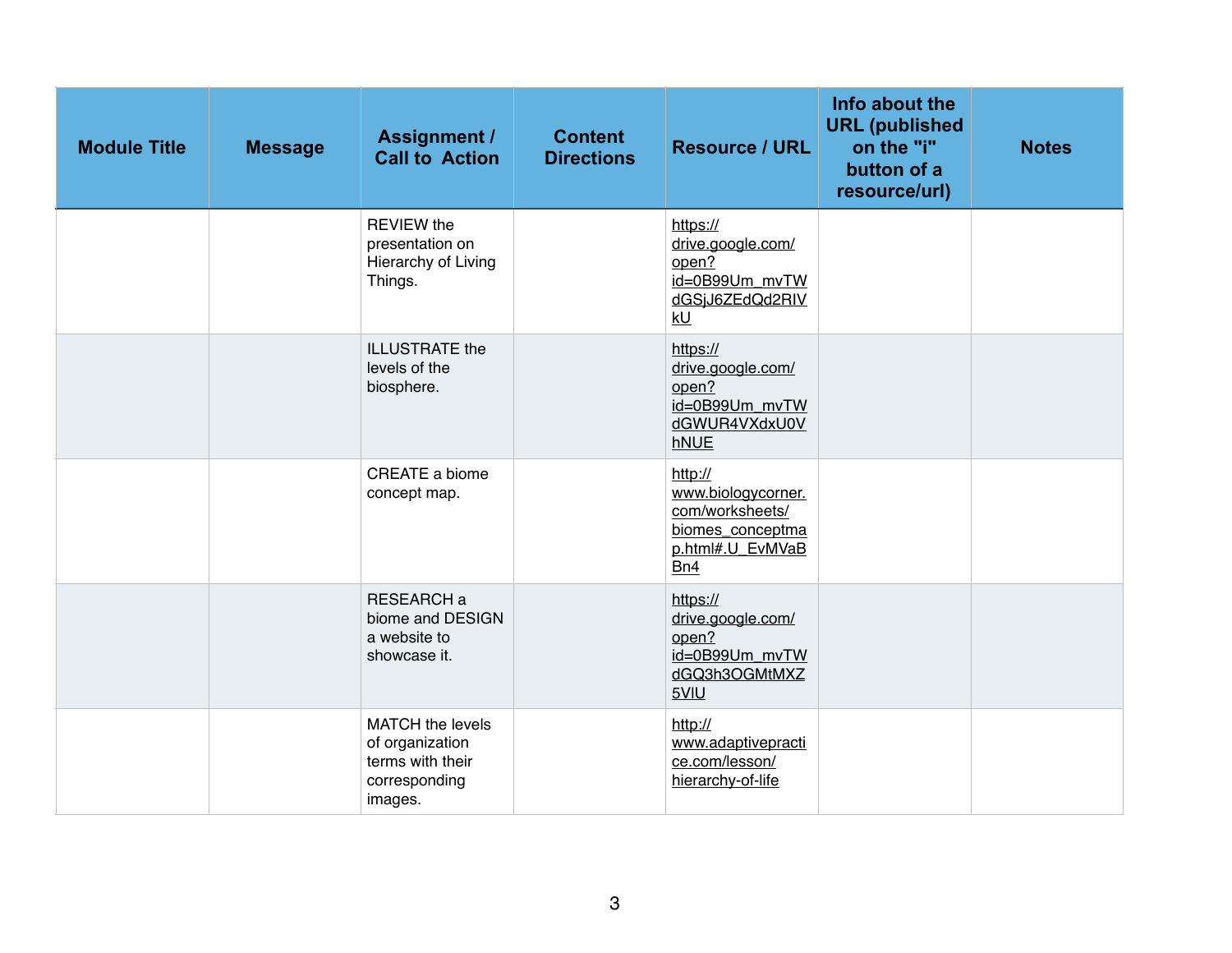| Module Title | Message | Assignment / Call to Action | Content Directions | Resource / URL | Info about the URL (published on the "i" button of a resource/url) | Notes |
|---|---|---|---|---|---|---|
| | | REVIEW the presentation on Hierarchy of Living Things. | | https://drive.google.com/open?id=0B99Um_mvTWdGSjJ6ZEdQd2RIVkU | | |
| | | ILLUSTRATE the levels of the biosphere. | | https://drive.google.com/open?id=0B99Um_mvTWdGWUR4VXdxU0VhNUE | | |
| | | CREATE a biome concept map. | | http://www.biologycorner.com/worksheets/biomes_conceptmap.html#.U_EvMVaBBn4 | | |
| | | RESEARCH a biome and DESIGN a website to showcase it. | | https://drive.google.com/open?id=0B99Um_mvTWdGQ3h3OGMtMXZ5VlU | | |
| | | MATCH the levels of organization terms with their corresponding images. | | http://www.adaptivepractice.com/lesson/hierarchy-of-life | | |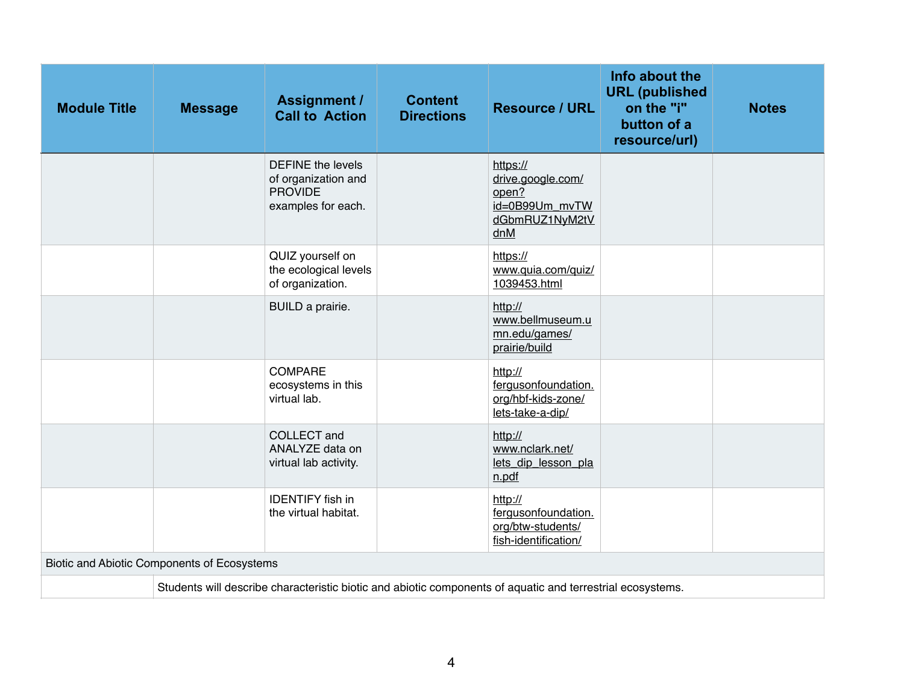| Module Title | Message | Assignment / Call to Action | Content Directions | Resource / URL | Info about the URL (published on the "i" button of a resource/url) | Notes |
|---|---|---|---|---|---|---|
| | | DEFINE the levels of organization and PROVIDE examples for each. | | https://drive.google.com/open?id=0B99Um_mvTWdGbmRUZ1NyM2tVdnM | | |
| | | QUIZ yourself on the ecological levels of organization. | | https://www.quia.com/quiz/1039453.html | | |
| | | BUILD a prairie. | | http://www.bellmuseum.umn.edu/games/prairie/build | | |
| | | COMPARE ecosystems in this virtual lab. | | http://fergusonfoundation.org/hbf-kids-zone/lets-take-a-dip/ | | |
| | | COLLECT and ANALYZE data on virtual lab activity. | | http://www.nclark.net/lets_dip_lesson_plan.pdf | | |
| | | IDENTIFY fish in the virtual habitat. | | http://fergusonfoundation.org/btw-students/fish-identification/ | | |
| Biotic and Abiotic Components of Ecosystems | | | | | | |
| | Students will describe characteristic biotic and abiotic components of aquatic and terrestrial ecosystems. | | | | | |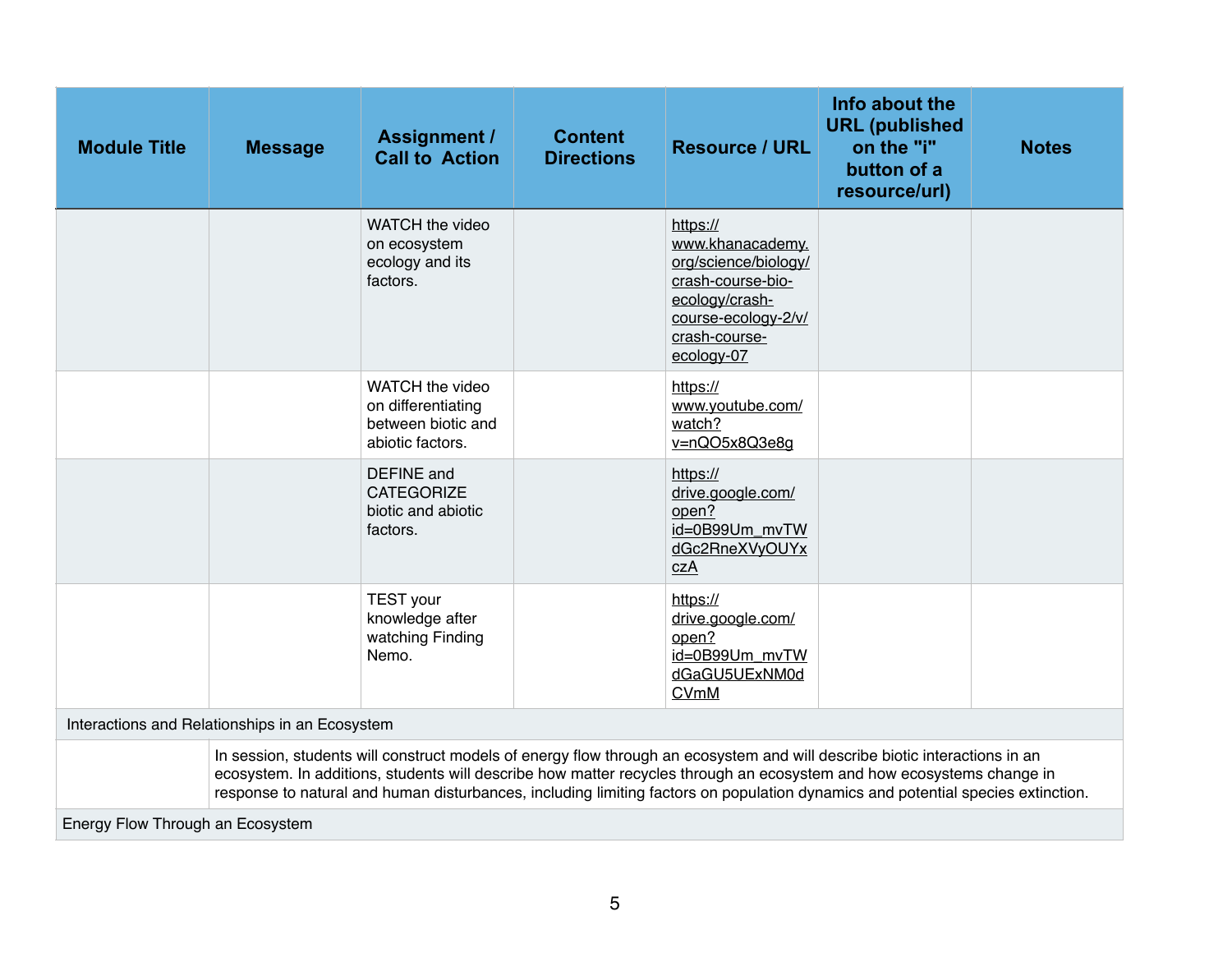| Module Title | Message | Assignment / Call to Action | Content Directions | Resource / URL | Info about the URL (published on the "i" button of a resource/url) | Notes |
|---|---|---|---|---|---|---|
| | | WATCH the video on ecosystem ecology and its factors. | | https://www.khanacademy.org/science/biology/crash-course-bio-ecology/crash-course-ecology-2/v/crash-course-ecology-07 | | |
| | | WATCH the video on differentiating between biotic and abiotic factors. | | https://www.youtube.com/watch?v=nQO5x8Q3e8g | | |
| | | DEFINE and CATEGORIZE biotic and abiotic factors. | | https://drive.google.com/open?id=0B99Um_mvTWdGc2RneXVyOUYxczA | | |
| | | TEST your knowledge after watching Finding Nemo. | | https://drive.google.com/open?id=0B99Um_mvTWdGaGU5UExNM0dCVmM | | |
| Interactions and Relationships in an Ecosystem | | | | | | |
| | In session, students will construct models of energy flow through an ecosystem and will describe biotic interactions in an ecosystem. In additions, students will describe how matter recycles through an ecosystem and how ecosystems change in response to natural and human disturbances, including limiting factors on population dynamics and potential species extinction. | | | | | |
| Energy Flow Through an Ecosystem | | | | | | |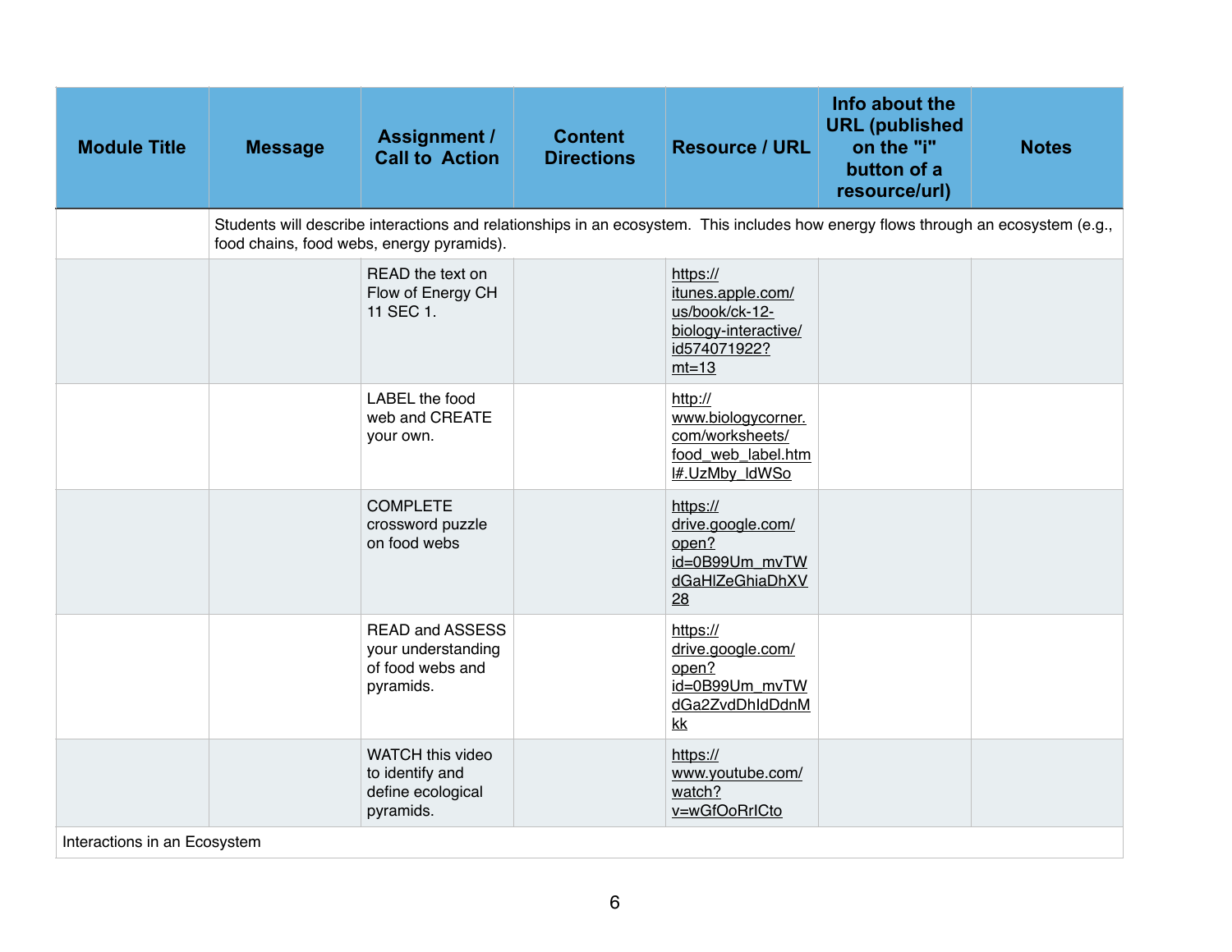| Module Title | Message | Assignment / Call to Action | Content Directions | Resource / URL | Info about the URL (published on the "i" button of a resource/url) | Notes |
|---|---|---|---|---|---|---|
| | Students will describe interactions and relationships in an ecosystem. This includes how energy flows through an ecosystem (e.g., food chains, food webs, energy pyramids). | | | | | |
| | | READ the text on Flow of Energy CH 11 SEC 1. | | https://itunes.apple.com/us/book/ck-12-biology-interactive/id574071922?mt=13 | | |
| | | LABEL the food web and CREATE your own. | | http://www.biologycorner.com/worksheets/food_web_label.html#.UzMby_ldWSo | | |
| | | COMPLETE crossword puzzle on food webs | | https://drive.google.com/open?id=0B99Um_mvTWdGaHlZeGhiaDhXV28 | | |
| | | READ and ASSESS your understanding of food webs and pyramids. | | https://drive.google.com/open?id=0B99Um_mvTWdGa2ZvdDhldDdnMkk | | |
| | | WATCH this video to identify and define ecological pyramids. | | https://www.youtube.com/watch?v=wGfOoRrICto | | |
| Interactions in an Ecosystem | | | | | | |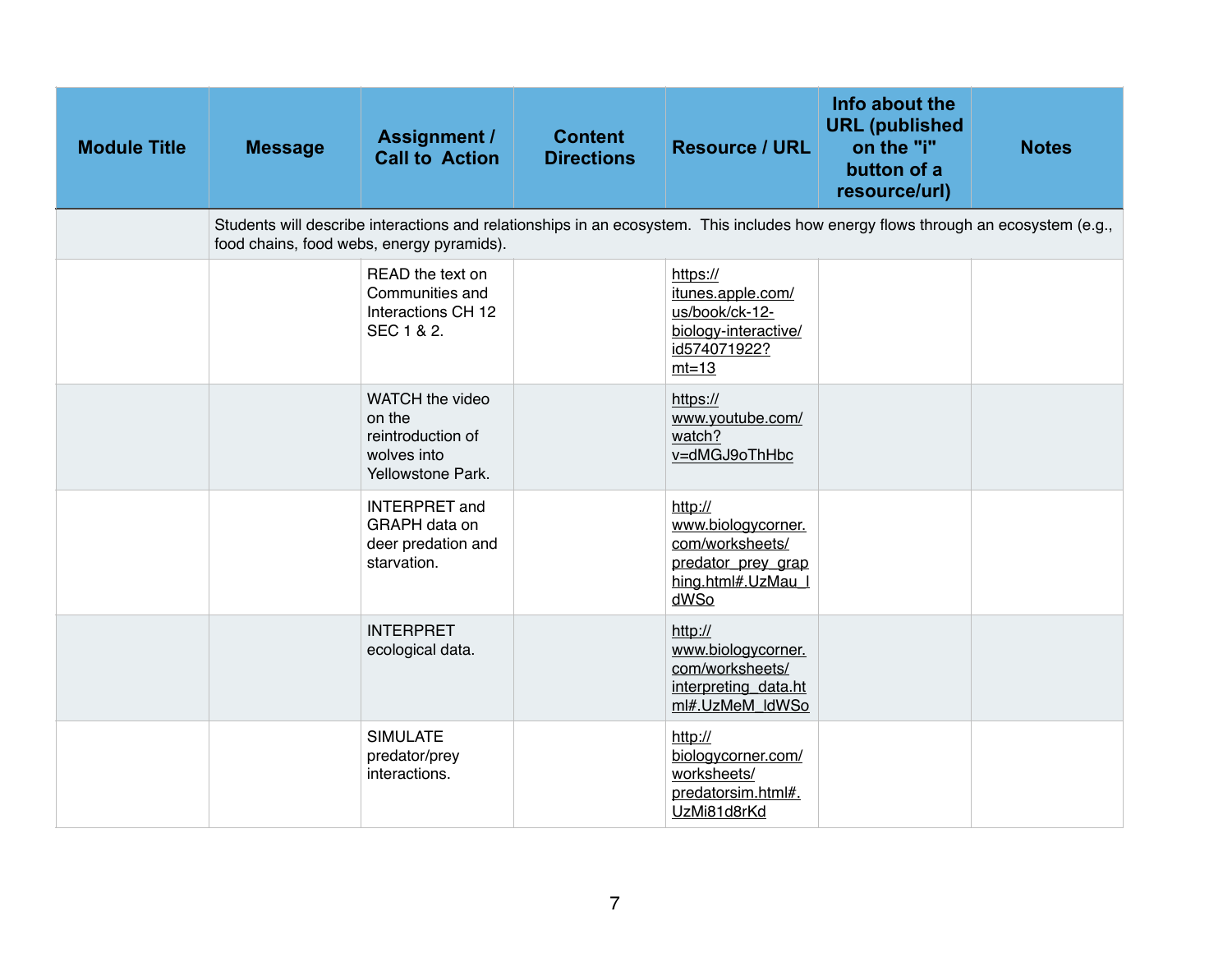| Module Title | Message | Assignment / Call to Action | Content Directions | Resource / URL | Info about the URL (published on the "i" button of a resource/url) | Notes |
|---|---|---|---|---|---|---|
| | Students will describe interactions and relationships in an ecosystem. This includes how energy flows through an ecosystem (e.g., food chains, food webs, energy pyramids). | | | | | |
| | | READ the text on Communities and Interactions CH 12 SEC 1 & 2. | | https://itunes.apple.com/us/book/ck-12-biology-interactive/id574071922?mt=13 | | |
| | | WATCH the video on the reintroduction of wolves into Yellowstone Park. | | https://www.youtube.com/watch?v=dMGJ9oThHbc | | |
| | | INTERPRET and GRAPH data on deer predation and starvation. | | http://www.biologycorner.com/worksheets/predator_prey_graphing.html#.UzMau_ldWSo | | |
| | | INTERPRET ecological data. | | http://www.biologycorner.com/worksheets/interpreting_data.html#.UzMeM_ldWSo | | |
| | | SIMULATE predator/prey interactions. | | http://biologycorner.com/worksheets/predatorsim.html#.UzMi81d8rKd | | |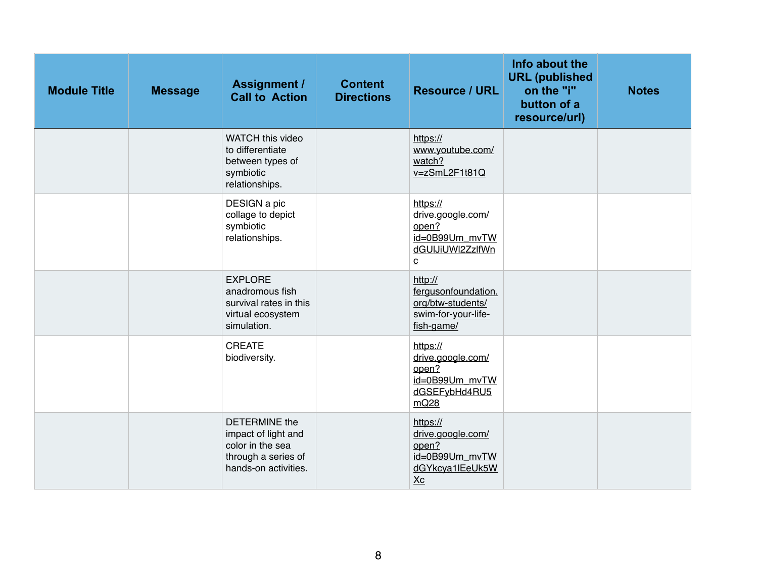| Module Title | Message | Assignment / Call to Action | Content Directions | Resource / URL | Info about the URL (published on the "i" button of a resource/url) | Notes |
|---|---|---|---|---|---|---|
| | | WATCH this video to differentiate between types of symbiotic relationships. | | https://www.youtube.com/watch?v=zSmL2F1t81Q | | |
| | | DESIGN a pic collage to depict symbiotic relationships. | | https://drive.google.com/open?id=0B99Um_mvTWdGUlJiUWl2ZzlfWnc | | |
| | | EXPLORE anadromous fish survival rates in this virtual ecosystem simulation. | | http://fergusonfoundation.org/btw-students/swim-for-your-life-fish-game/ | | |
| | | CREATE biodiversity. | | https://drive.google.com/open?id=0B99Um_mvTWdGSEFybHd4RU5mQ28 | | |
| | | DETERMINE the impact of light and color in the sea through a series of hands-on activities. | | https://drive.google.com/open?id=0B99Um_mvTWdGYkcya1lEeUk5WXc | | |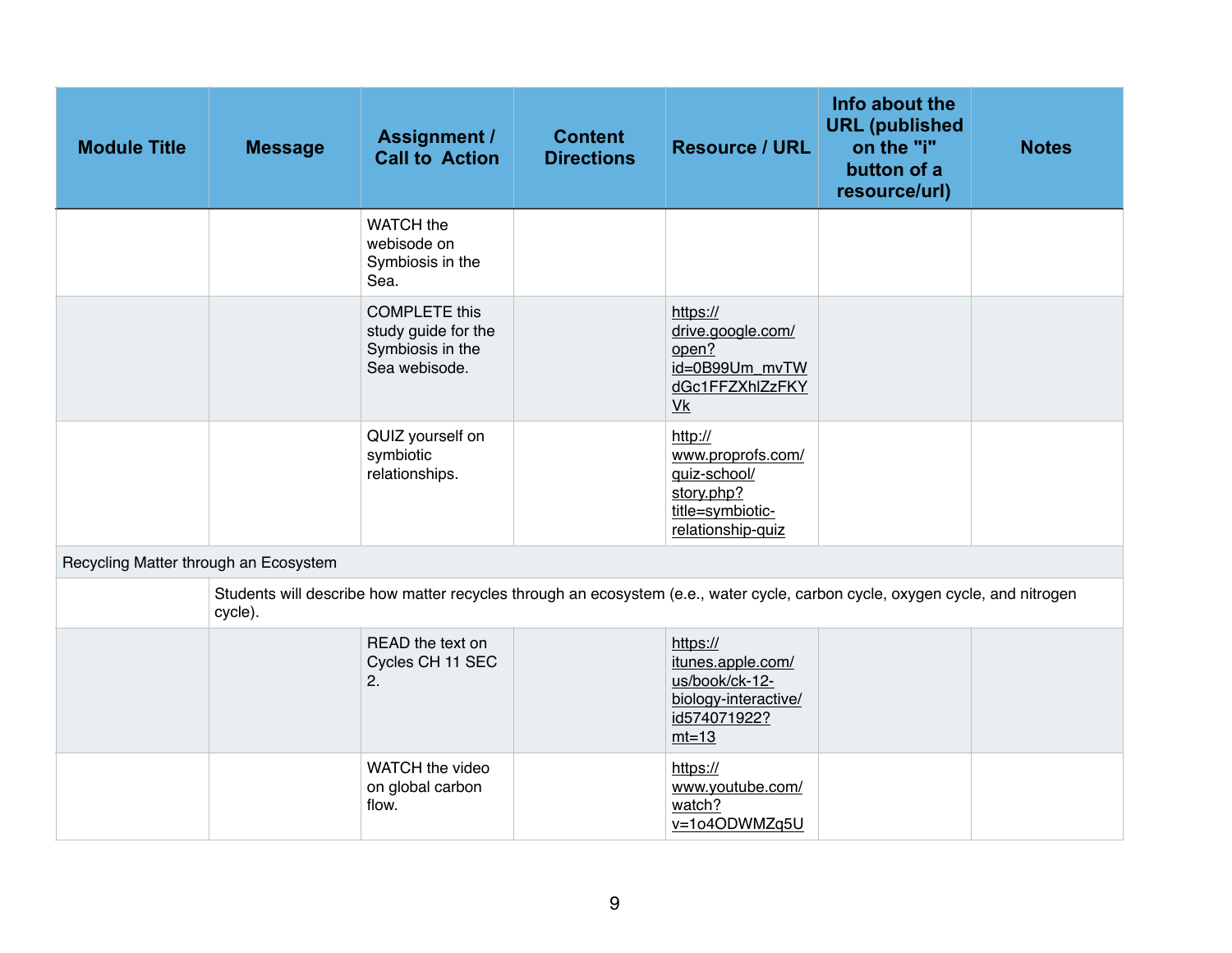| Module Title | Message | Assignment / Call to Action | Content Directions | Resource / URL | Info about the URL (published on the "i" button of a resource/url) | Notes |
|---|---|---|---|---|---|---|
| | | WATCH the webisode on Symbiosis in the Sea. | | | | |
| | | COMPLETE this study guide for the Symbiosis in the Sea webisode. | | https://drive.google.com/open?id=0B99Um_mvTWdGc1FFZXhlZzFKYVk | | |
| | | QUIZ yourself on symbiotic relationships. | | http://www.proprofs.com/quiz-school/story.php?title=symbiotic-relationship-quiz | | |
| Recycling Matter through an Ecosystem | | | | | | |
| | Students will describe how matter recycles through an ecosystem (e.e., water cycle, carbon cycle, oxygen cycle, and nitrogen cycle). | | | | | |
| | | READ the text on Cycles CH 11 SEC 2. | | https://itunes.apple.com/us/book/ck-12-biology-interactive/id574071922?mt=13 | | |
| | | WATCH the video on global carbon flow. | | https://www.youtube.com/watch?v=1o4ODWMZq5U | | |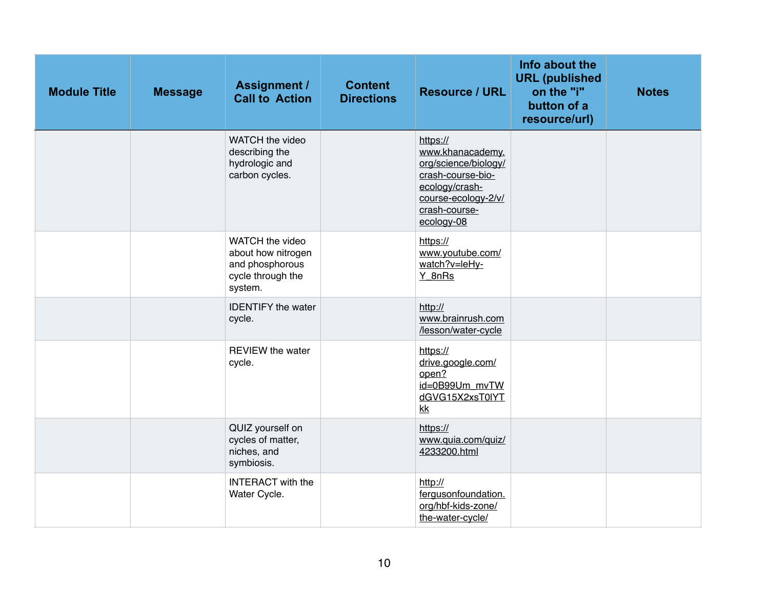| Module Title | Message | Assignment / Call to Action | Content Directions | Resource / URL | Info about the URL (published on the "i" button of a resource/url) | Notes |
|---|---|---|---|---|---|---|
| | | WATCH the video describing the hydrologic and carbon cycles. | | https://www.khanacademy.org/science/biology/crash-course-bio-ecology/crash-course-ecology-2/v/crash-course-ecology-08 | | |
| | | WATCH the video about how nitrogen and phosphorous cycle through the system. | | https://www.youtube.com/watch?v=leHy-Y_8nRs | | |
| | | IDENTIFY the water cycle. | | http://www.brainrush.com/lesson/water-cycle | | |
| | | REVIEW the water cycle. | | https://drive.google.com/open?id=0B99Um_mvTWdGVG15X2xsT0lYTkk | | |
| | | QUIZ yourself on cycles of matter, niches, and symbiosis. | | https://www.quia.com/quiz/4233200.html | | |
| | | INTERACT with the Water Cycle. | | http://fergusonfoundation.org/hbf-kids-zone/the-water-cycle/ | | |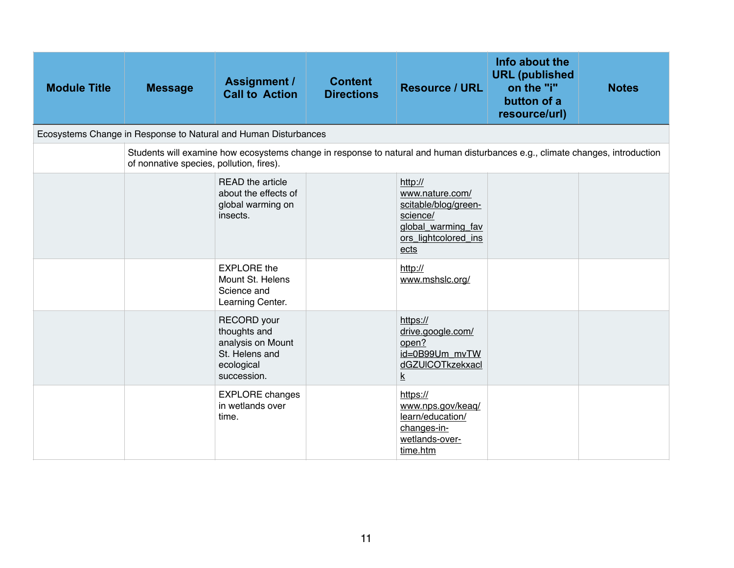| Module Title | Message | Assignment / Call to Action | Content Directions | Resource / URL | Info about the URL (published on the "i" button of a resource/url) | Notes |
|---|---|---|---|---|---|---|
| Ecosystems Change in Response to Natural and Human Disturbances | | | | | | |
| | Students will examine how ecosystems change in response to natural and human disturbances e.g., climate changes, introduction of nonnative species, pollution, fires). | | | | | |
| | | READ the article about the effects of global warming on insects. | | http://www.nature.com/scitable/blog/green-science/global_warming_favors_lightcolored_insects | | |
| | | EXPLORE the Mount St. Helens Science and Learning Center. | | http://www.mshslc.org/ | | |
| | | RECORD your thoughts and analysis on Mount St. Helens and ecological succession. | | https://drive.google.com/open?id=0B99Um_mvTWdGZUlCOTkzekxaclk | | |
| | | EXPLORE changes in wetlands over time. | | https://www.nps.gov/keaq/learn/education/changes-in-wetlands-over-time.htm | | |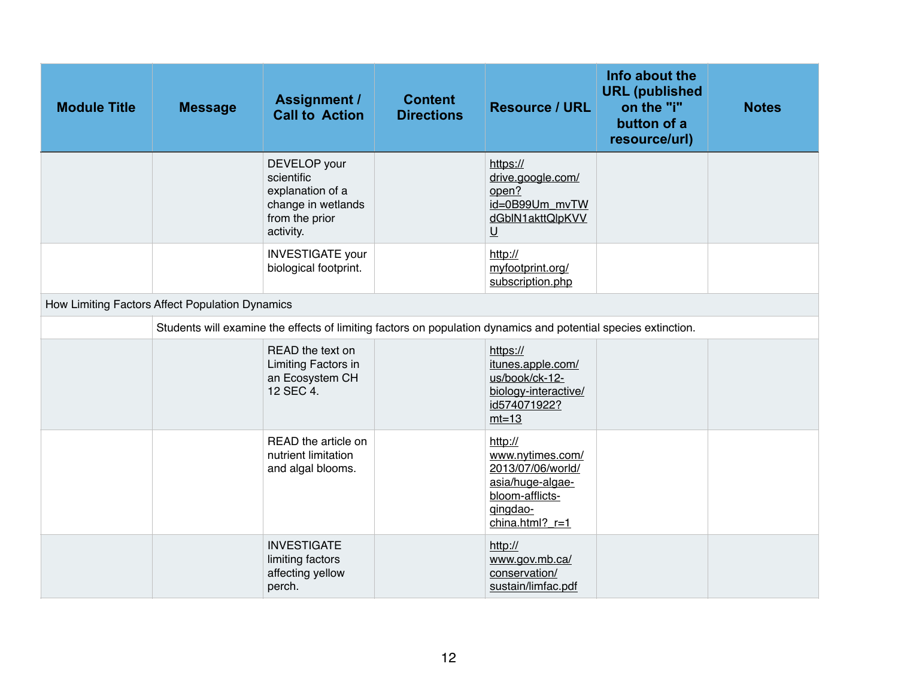| Module Title | Message | Assignment / Call to Action | Content Directions | Resource / URL | Info about the URL (published on the "i" button of a resource/url) | Notes |
|---|---|---|---|---|---|---|
| | | DEVELOP your scientific explanation of a change in wetlands from the prior activity. | | https://drive.google.com/open?id=0B99Um_mvTWdGblN1akttQlpKVVU | | |
| | | INVESTIGATE your biological footprint. | | http://myfootprint.org/subscription.php | | |
| How Limiting Factors Affect Population Dynamics | | | | | | |
| | Students will examine the effects of limiting factors on population dynamics and potential species extinction. | | | | | |
| | | READ the text on Limiting Factors in an Ecosystem CH 12 SEC 4. | | https://itunes.apple.com/us/book/ck-12-biology-interactive/id574071922?mt=13 | | |
| | | READ the article on nutrient limitation and algal blooms. | | http://www.nytimes.com/2013/07/06/world/asia/huge-algae-bloom-afflicts-qingdao-china.html?_r=1 | | |
| | | INVESTIGATE limiting factors affecting yellow perch. | | http://www.gov.mb.ca/conservation/sustain/limfac.pdf | | |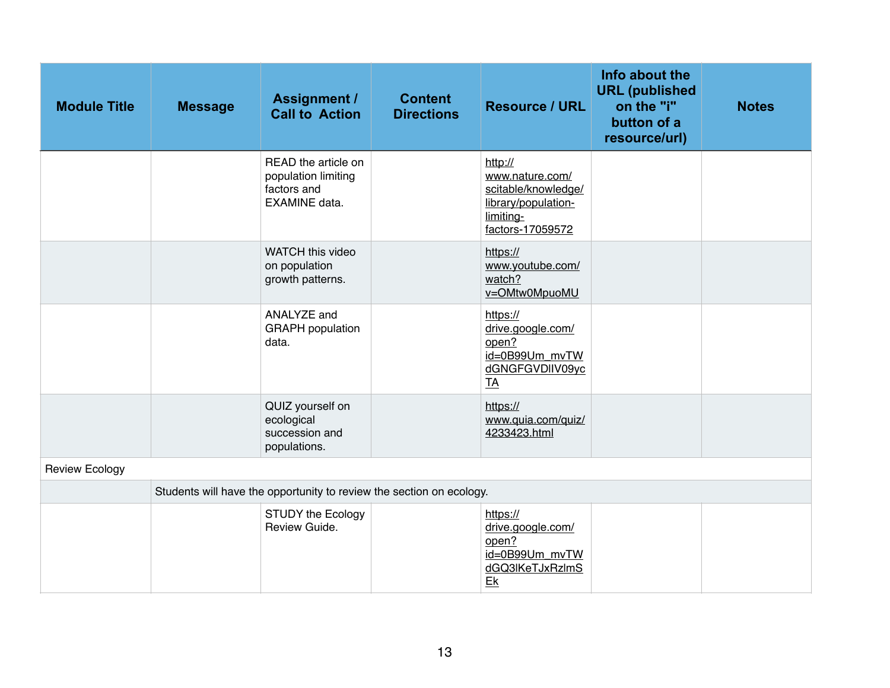| Module Title | Message | Assignment / Call to Action | Content Directions | Resource / URL | Info about the URL (published on the "i" button of a resource/url) | Notes |
|---|---|---|---|---|---|---|
| | | READ the article on population limiting factors and EXAMINE data. | | http://www.nature.com/scitable/knowledge/library/population-limiting-factors-17059572 | | |
| | | WATCH this video on population growth patterns. | | https://www.youtube.com/watch?v=OMtw0MpuoMU | | |
| | | ANALYZE and GRAPH population data. | | https://drive.google.com/open?id=0B99Um_mvTWdGNGFGVDlIV09ycTA | | |
| | | QUIZ yourself on ecological succession and populations. | | https://www.quia.com/quiz/4233423.html | | |
| Review Ecology | | | | | | |
| | Students will have the opportunity to review the section on ecology. | | | | | |
| | | STUDY the Ecology Review Guide. | | https://drive.google.com/open?id=0B99Um_mvTWdGQ3lKeTJxRzlmSEk | | |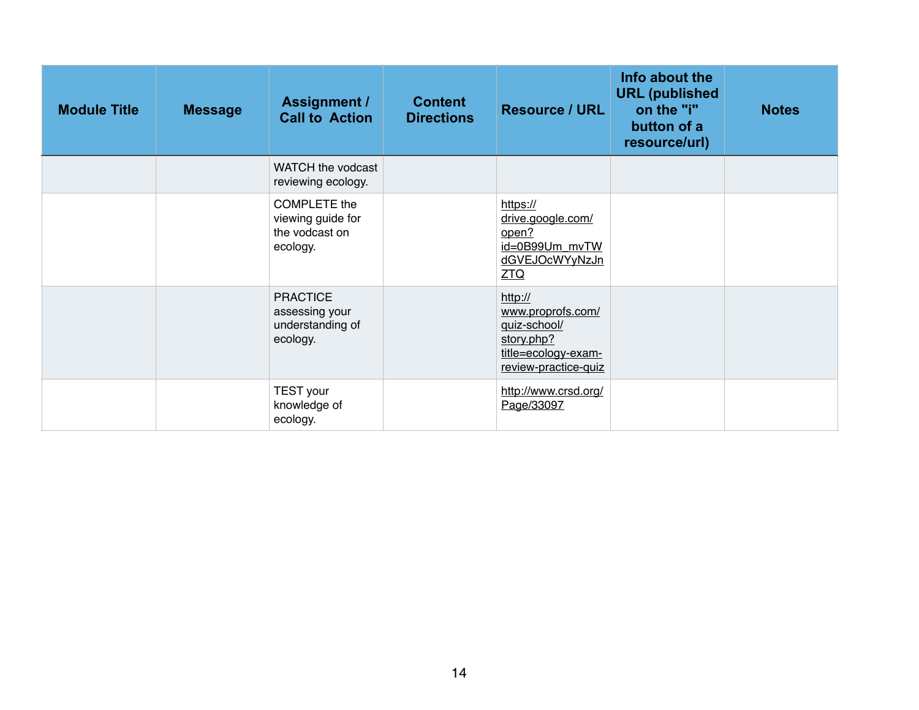| Module Title | Message | Assignment / Call to Action | Content Directions | Resource / URL | Info about the URL (published on the "i" button of a resource/url) | Notes |
|---|---|---|---|---|---|---|
| | | WATCH the vodcast reviewing ecology. | | | | |
| | | COMPLETE the viewing guide for the vodcast on ecology. | | https://drive.google.com/open?id=0B99Um_mvTWdGVEJOcWYyNzJnZTQ | | |
| | | PRACTICE assessing your understanding of ecology. | | http://www.proprofs.com/quiz-school/story.php?title=ecology-exam-review-practice-quiz | | |
| | | TEST your knowledge of ecology. | | http://www.crsd.org/Page/33097 | | |